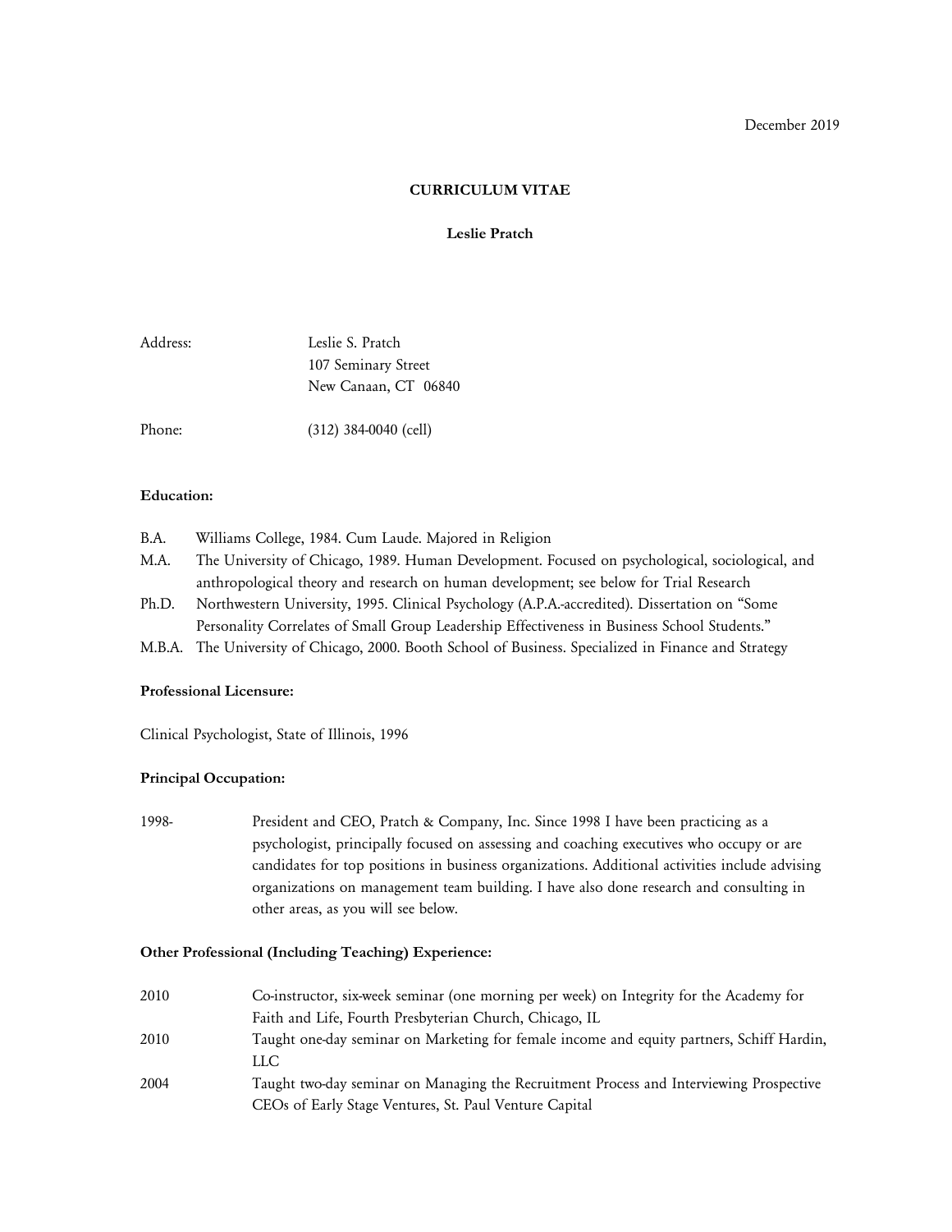December 2019

# CURRICULUM VITAE

## Leslie Pratch

| | |
|---|---|
| Address: | Leslie S. Pratch<br>107 Seminary Street<br>New Canaan, CT 06840 |
| Phone: | (312) 384-0040 (cell) |

**Education:**

| | |
|---|---|
| B.A. | Williams College, 1984. Cum Laude. Majored in Religion |
| M.A. | The University of Chicago, 1989. Human Development. Focused on psychological, sociological, and anthropological theory and research on human development; see below for Trial Research |
| Ph.D. | Northwestern University, 1995. Clinical Psychology (A.P.A.-accredited). Dissertation on "Some Personality Correlates of Small Group Leadership Effectiveness in Business School Students." |
| M.B.A. | The University of Chicago, 2000. Booth School of Business. Specialized in Finance and Strategy |

**Professional Licensure:**

Clinical Psychologist, State of Illinois, 1996

**Principal Occupation:**

| | |
|---|---|
| 1998- | President and CEO, Pratch & Company, Inc. Since 1998 I have been practicing as a psychologist, principally focused on assessing and coaching executives who occupy or are candidates for top positions in business organizations. Additional activities include advising organizations on management team building. I have also done research and consulting in other areas, as you will see below. |

**Other Professional (Including Teaching) Experience:**

| | |
|---|---|
| 2010 | Co-instructor, six-week seminar (one morning per week) on Integrity for the Academy for Faith and Life, Fourth Presbyterian Church, Chicago, IL |
| 2010 | Taught one-day seminar on Marketing for female income and equity partners, Schiff Hardin, LLC |
| 2004 | Taught two-day seminar on Managing the Recruitment Process and Interviewing Prospective CEOs of Early Stage Ventures, St. Paul Venture Capital |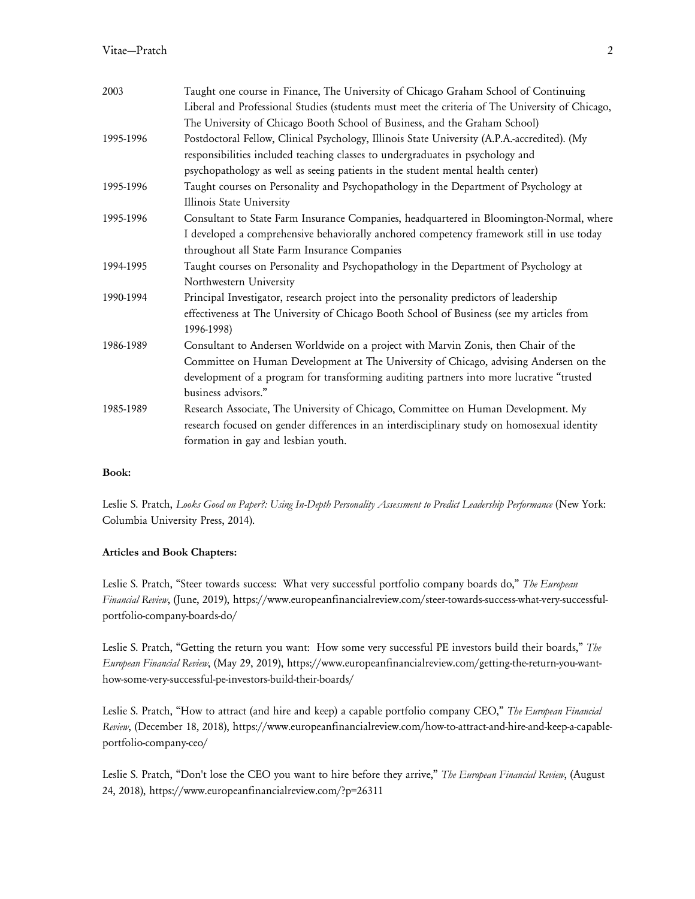| | |
|---|---|
| 2003 | Taught one course in Finance, The University of Chicago Graham School of Continuing Liberal and Professional Studies (students must meet the criteria of The University of Chicago, The University of Chicago Booth School of Business, and the Graham School) |
| 1995-1996 | Postdoctoral Fellow, Clinical Psychology, Illinois State University (A.P.A.-accredited). (My responsibilities included teaching classes to undergraduates in psychology and psychopathology as well as seeing patients in the student mental health center) |
| 1995-1996 | Taught courses on Personality and Psychopathology in the Department of Psychology at Illinois State University |
| 1995-1996 | Consultant to State Farm Insurance Companies, headquartered in Bloomington-Normal, where I developed a comprehensive behaviorally anchored competency framework still in use today throughout all State Farm Insurance Companies |
| 1994-1995 | Taught courses on Personality and Psychopathology in the Department of Psychology at Northwestern University |
| 1990-1994 | Principal Investigator, research project into the personality predictors of leadership effectiveness at The University of Chicago Booth School of Business (see my articles from 1996-1998) |
| 1986-1989 | Consultant to Andersen Worldwide on a project with Marvin Zonis, then Chair of the Committee on Human Development at The University of Chicago, advising Andersen on the development of a program for transforming auditing partners into more lucrative "trusted business advisors." |
| 1985-1989 | Research Associate, The University of Chicago, Committee on Human Development. My research focused on gender differences in an interdisciplinary study on homosexual identity formation in gay and lesbian youth. |

**Book:**

Leslie S. Pratch, *Looks Good on Paper?: Using In-Depth Personality Assessment to Predict Leadership Performance* (New York: Columbia University Press, 2014).

**Articles and Book Chapters:**

Leslie S. Pratch, "Steer towards success: What very successful portfolio company boards do," *The European Financial Review*, (June, 2019), https://www.europeanfinancialreview.com/steer-towards-success-what-very-successful-portfolio-company-boards-do/

Leslie S. Pratch, "Getting the return you want: How some very successful PE investors build their boards," *The European Financial Review*, (May 29, 2019), https://www.europeanfinancialreview.com/getting-the-return-you-want-how-some-very-successful-pe-investors-build-their-boards/

Leslie S. Pratch, "How to attract (and hire and keep) a capable portfolio company CEO," *The European Financial Review*, (December 18, 2018), https://www.europeanfinancialreview.com/how-to-attract-and-hire-and-keep-a-capable-portfolio-company-ceo/

Leslie S. Pratch, "Don't lose the CEO you want to hire before they arrive," *The European Financial Review*, (August 24, 2018), https://www.europeanfinancialreview.com/?p=26311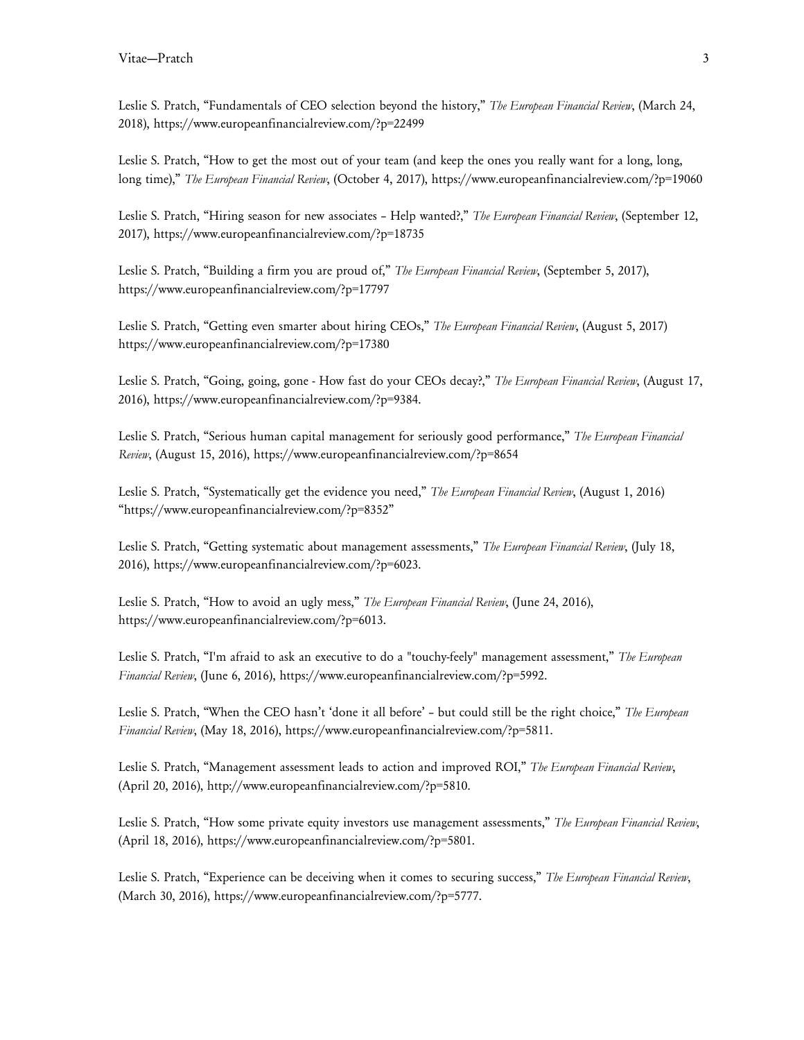Leslie S. Pratch, "Fundamentals of CEO selection beyond the history," *The European Financial Review*, (March 24, 2018), https://www.europeanfinancialreview.com/?p=22499

Leslie S. Pratch, "How to get the most out of your team (and keep the ones you really want for a long, long, long time)," *The European Financial Review*, (October 4, 2017), https://www.europeanfinancialreview.com/?p=19060

Leslie S. Pratch, "Hiring season for new associates – Help wanted?," *The European Financial Review*, (September 12, 2017), https://www.europeanfinancialreview.com/?p=18735

Leslie S. Pratch, "Building a firm you are proud of," *The European Financial Review*, (September 5, 2017), https://www.europeanfinancialreview.com/?p=17797

Leslie S. Pratch, "Getting even smarter about hiring CEOs," *The European Financial Review*, (August 5, 2017) https://www.europeanfinancialreview.com/?p=17380

Leslie S. Pratch, "Going, going, gone - How fast do your CEOs decay?," *The European Financial Review*, (August 17, 2016), https://www.europeanfinancialreview.com/?p=9384.

Leslie S. Pratch, "Serious human capital management for seriously good performance," *The European Financial Review*, (August 15, 2016), https://www.europeanfinancialreview.com/?p=8654

Leslie S. Pratch, "Systematically get the evidence you need," *The European Financial Review*, (August 1, 2016) "https://www.europeanfinancialreview.com/?p=8352"

Leslie S. Pratch, "Getting systematic about management assessments," *The European Financial Review*, (July 18, 2016), https://www.europeanfinancialreview.com/?p=6023.

Leslie S. Pratch, "How to avoid an ugly mess," *The European Financial Review*, (June 24, 2016), https://www.europeanfinancialreview.com/?p=6013.

Leslie S. Pratch, "I'm afraid to ask an executive to do a "touchy-feely" management assessment," *The European Financial Review*, (June 6, 2016), https://www.europeanfinancialreview.com/?p=5992.

Leslie S. Pratch, "When the CEO hasn't 'done it all before' – but could still be the right choice," *The European Financial Review*, (May 18, 2016), https://www.europeanfinancialreview.com/?p=5811.

Leslie S. Pratch, "Management assessment leads to action and improved ROI," *The European Financial Review*, (April 20, 2016), http://www.europeanfinancialreview.com/?p=5810.

Leslie S. Pratch, "How some private equity investors use management assessments," *The European Financial Review*, (April 18, 2016), https://www.europeanfinancialreview.com/?p=5801.

Leslie S. Pratch, "Experience can be deceiving when it comes to securing success," *The European Financial Review*, (March 30, 2016), https://www.europeanfinancialreview.com/?p=5777.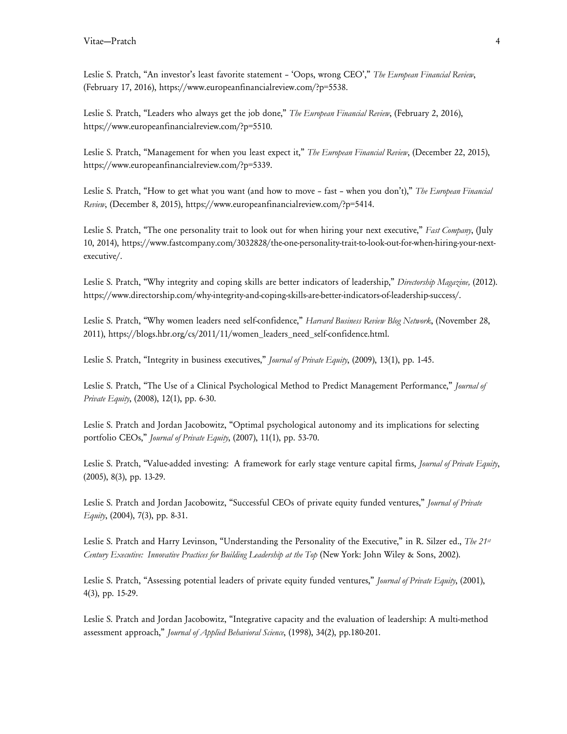Leslie S. Pratch, "An investor's least favorite statement – 'Oops, wrong CEO'," *The European Financial Review*, (February 17, 2016), https://www.europeanfinancialreview.com/?p=5538.

Leslie S. Pratch, "Leaders who always get the job done," *The European Financial Review*, (February 2, 2016), https://www.europeanfinancialreview.com/?p=5510.

Leslie S. Pratch, "Management for when you least expect it," *The European Financial Review*, (December 22, 2015), https://www.europeanfinancialreview.com/?p=5339.

Leslie S. Pratch, "How to get what you want (and how to move – fast – when you don't)," *The European Financial Review*, (December 8, 2015), https://www.europeanfinancialreview.com/?p=5414.

Leslie S. Pratch, "The one personality trait to look out for when hiring your next executive," *Fast Company*, (July 10, 2014), https://www.fastcompany.com/3032828/the-one-personality-trait-to-look-out-for-when-hiring-your-next-executive/.

Leslie S. Pratch, "Why integrity and coping skills are better indicators of leadership," *Directorship Magazine,* (2012). https://www.directorship.com/why-integrity-and-coping-skills-are-better-indicators-of-leadership-success/.

Leslie S. Pratch, "Why women leaders need self-confidence," *Harvard Business Review Blog Network*, (November 28, 2011), https://blogs.hbr.org/cs/2011/11/women_leaders_need_self-confidence.html.

Leslie S. Pratch, "Integrity in business executives," *Journal of Private Equity*, (2009), 13(1), pp. 1-45.

Leslie S. Pratch, "The Use of a Clinical Psychological Method to Predict Management Performance," *Journal of Private Equity*, (2008), 12(1), pp. 6-30.

Leslie S. Pratch and Jordan Jacobowitz, "Optimal psychological autonomy and its implications for selecting portfolio CEOs," *Journal of Private Equity*, (2007), 11(1), pp. 53-70.

Leslie S. Pratch, "Value-added investing: A framework for early stage venture capital firms, *Journal of Private Equity*, (2005), 8(3), pp. 13-29.

Leslie S. Pratch and Jordan Jacobowitz, "Successful CEOs of private equity funded ventures," *Journal of Private Equity*, (2004), 7(3), pp. 8-31.

Leslie S. Pratch and Harry Levinson, "Understanding the Personality of the Executive," in R. Silzer ed., *The 21st Century Executive: Innovative Practices for Building Leadership at the Top* (New York: John Wiley & Sons, 2002).

Leslie S. Pratch, "Assessing potential leaders of private equity funded ventures," *Journal of Private Equity*, (2001), 4(3), pp. 15-29.

Leslie S. Pratch and Jordan Jacobowitz, "Integrative capacity and the evaluation of leadership: A multi-method assessment approach," *Journal of Applied Behavioral Science*, (1998), 34(2), pp.180-201.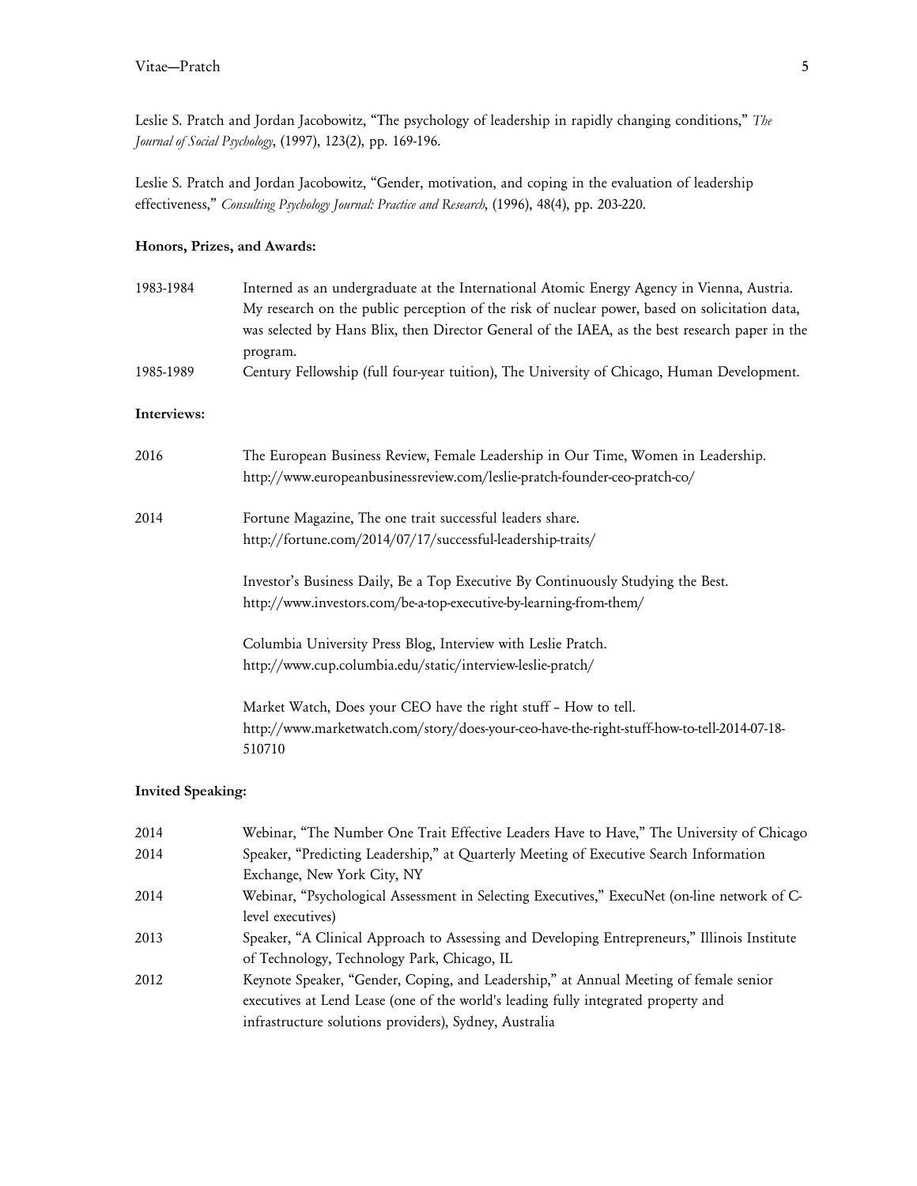Leslie S. Pratch and Jordan Jacobowitz, "The psychology of leadership in rapidly changing conditions," *The Journal of Social Psychology*, (1997), 123(2), pp. 169-196.

Leslie S. Pratch and Jordan Jacobowitz, "Gender, motivation, and coping in the evaluation of leadership effectiveness," *Consulting Psychology Journal: Practice and Research*, (1996), 48(4), pp. 203-220.

**Honors, Prizes, and Awards:**

| | |
|---|---|
| 1983-1984 | Interned as an undergraduate at the International Atomic Energy Agency in Vienna, Austria. My research on the public perception of the risk of nuclear power, based on solicitation data, was selected by Hans Blix, then Director General of the IAEA, as the best research paper in the program. |
| 1985-1989 | Century Fellowship (full four-year tuition), The University of Chicago, Human Development. |

**Interviews:**

2016 — The European Business Review, Female Leadership in Our Time, Women in Leadership.
http://www.europeanbusinessreview.com/leslie-pratch-founder-ceo-pratch-co/

2014 — Fortune Magazine, The one trait successful leaders share.
http://fortune.com/2014/07/17/successful-leadership-traits/

Investor's Business Daily, Be a Top Executive By Continuously Studying the Best.
http://www.investors.com/be-a-top-executive-by-learning-from-them/

Columbia University Press Blog, Interview with Leslie Pratch.
http://www.cup.columbia.edu/static/interview-leslie-pratch/

Market Watch, Does your CEO have the right stuff – How to tell.
http://www.marketwatch.com/story/does-your-ceo-have-the-right-stuff-how-to-tell-2014-07-18-510710

**Invited Speaking:**

| | |
|---|---|
| 2014 | Webinar, "The Number One Trait Effective Leaders Have to Have," The University of Chicago |
| 2014 | Speaker, "Predicting Leadership," at Quarterly Meeting of Executive Search Information Exchange, New York City, NY |
| 2014 | Webinar, "Psychological Assessment in Selecting Executives," ExecuNet (on-line network of C-level executives) |
| 2013 | Speaker, "A Clinical Approach to Assessing and Developing Entrepreneurs," Illinois Institute of Technology, Technology Park, Chicago, IL |
| 2012 | Keynote Speaker, "Gender, Coping, and Leadership," at Annual Meeting of female senior executives at Lend Lease (one of the world's leading fully integrated property and infrastructure solutions providers), Sydney, Australia |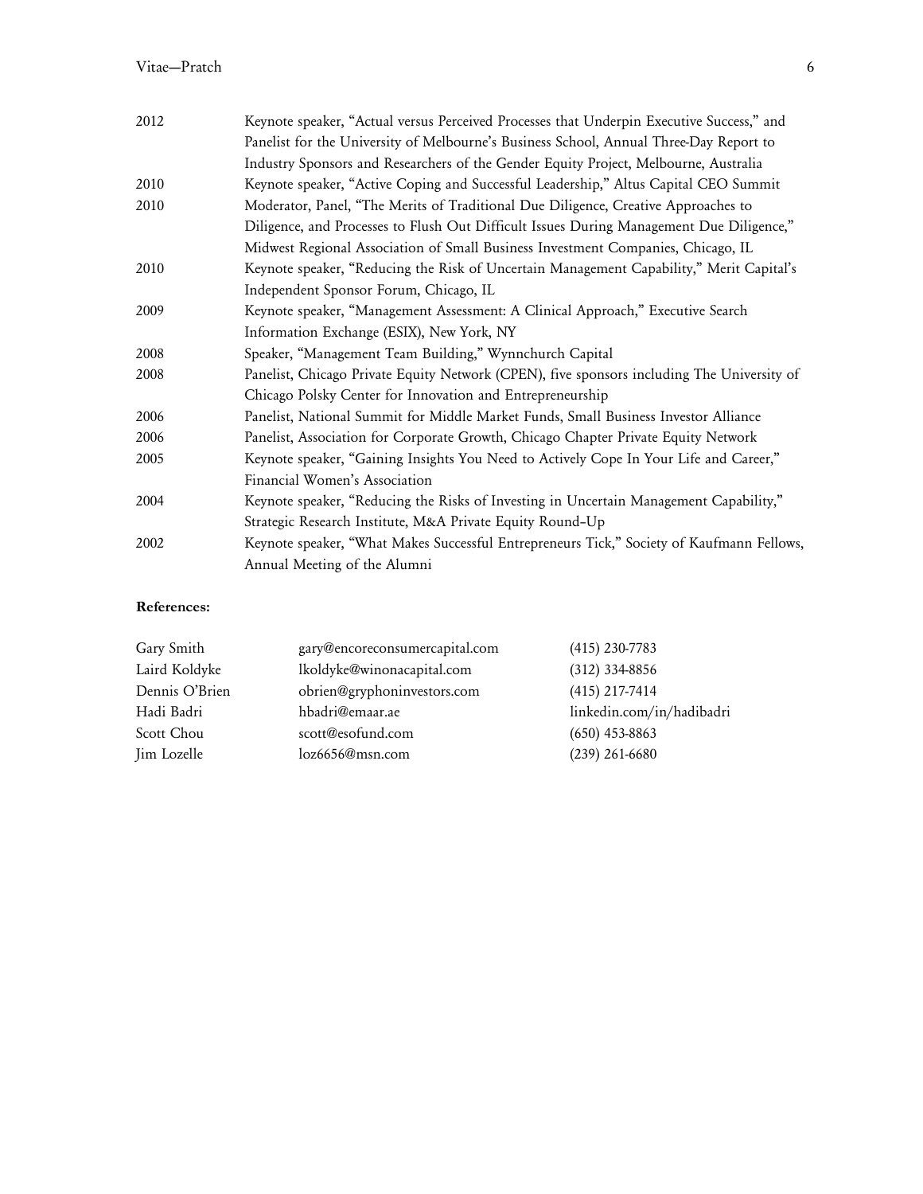| | |
|---|---|
| 2012 | Keynote speaker, "Actual versus Perceived Processes that Underpin Executive Success," and Panelist for the University of Melbourne's Business School, Annual Three-Day Report to Industry Sponsors and Researchers of the Gender Equity Project, Melbourne, Australia |
| 2010 | Keynote speaker, "Active Coping and Successful Leadership," Altus Capital CEO Summit |
| 2010 | Moderator, Panel, "The Merits of Traditional Due Diligence, Creative Approaches to Diligence, and Processes to Flush Out Difficult Issues During Management Due Diligence," Midwest Regional Association of Small Business Investment Companies, Chicago, IL |
| 2010 | Keynote speaker, "Reducing the Risk of Uncertain Management Capability," Merit Capital's Independent Sponsor Forum, Chicago, IL |
| 2009 | Keynote speaker, "Management Assessment: A Clinical Approach," Executive Search Information Exchange (ESIX), New York, NY |
| 2008 | Speaker, "Management Team Building," Wynnchurch Capital |
| 2008 | Panelist, Chicago Private Equity Network (CPEN), five sponsors including The University of Chicago Polsky Center for Innovation and Entrepreneurship |
| 2006 | Panelist, National Summit for Middle Market Funds, Small Business Investor Alliance |
| 2006 | Panelist, Association for Corporate Growth, Chicago Chapter Private Equity Network |
| 2005 | Keynote speaker, "Gaining Insights You Need to Actively Cope In Your Life and Career," Financial Women's Association |
| 2004 | Keynote speaker, "Reducing the Risks of Investing in Uncertain Management Capability," Strategic Research Institute, M&A Private Equity Round-Up |
| 2002 | Keynote speaker, "What Makes Successful Entrepreneurs Tick," Society of Kaufmann Fellows, Annual Meeting of the Alumni |

**References:**

| | | |
|---|---|---|
| Gary Smith | gary@encoreconsumercapital.com | (415) 230-7783 |
| Laird Koldyke | lkoldyke@winonacapital.com | (312) 334-8856 |
| Dennis O'Brien | obrien@gryphoninvestors.com | (415) 217-7414 |
| Hadi Badri | hbadri@emaar.ae | linkedin.com/in/hadibadri |
| Scott Chou | scott@esofund.com | (650) 453-8863 |
| Jim Lozelle | loz6656@msn.com | (239) 261-6680 |